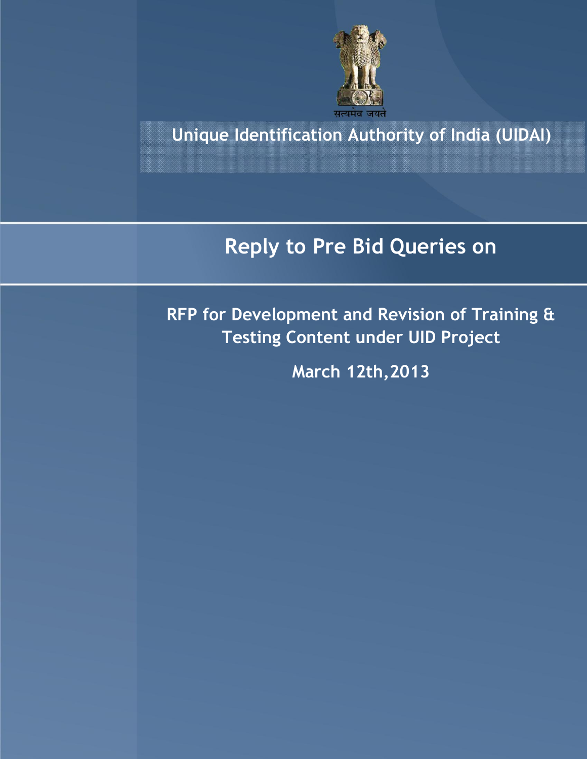सत्यमेव जयते

Unique Identification Authority of India (UIDAI)

# Reply to Pre Bid Queries on

## RFP for Development and Revision of Training & Testing Content under UID Project

March 12th,2013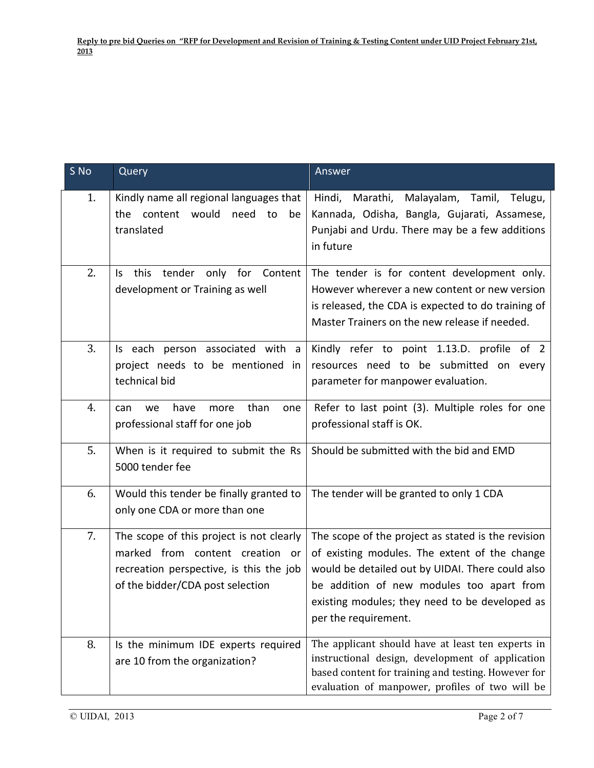| S No | Query | Answer |
|---|---|---|
| 1. | Kindly name all regional languages that the content would need to be translated | Hindi, Marathi, Malayalam, Tamil, Telugu, Kannada, Odisha, Bangla, Gujarati, Assamese, Punjabi and Urdu. There may be a few additions in future |
| 2. | Is this tender only for Content development or Training as well | The tender is for content development only. However wherever a new content or new version is released, the CDA is expected to do training of Master Trainers on the new release if needed. |
| 3. | Is each person associated with a project needs to be mentioned in technical bid | Kindly refer to point 1.13.D. profile of 2 resources need to be submitted on every parameter for manpower evaluation. |
| 4. | can we have more than one professional staff for one job | Refer to last point (3). Multiple roles for one professional staff is OK. |
| 5. | When is it required to submit the Rs 5000 tender fee | Should be submitted with the bid and EMD |
| 6. | Would this tender be finally granted to only one CDA or more than one | The tender will be granted to only 1 CDA |
| 7. | The scope of this project is not clearly marked from content creation or recreation perspective, is this the job of the bidder/CDA post selection | The scope of the project as stated is the revision of existing modules. The extent of the change would be detailed out by UIDAI. There could also be addition of new modules too apart from existing modules; they need to be developed as per the requirement. |
| 8. | Is the minimum IDE experts required are 10 from the organization? | The applicant should have at least ten experts in instructional design, development of application based content for training and testing. However for evaluation of manpower, profiles of two will be |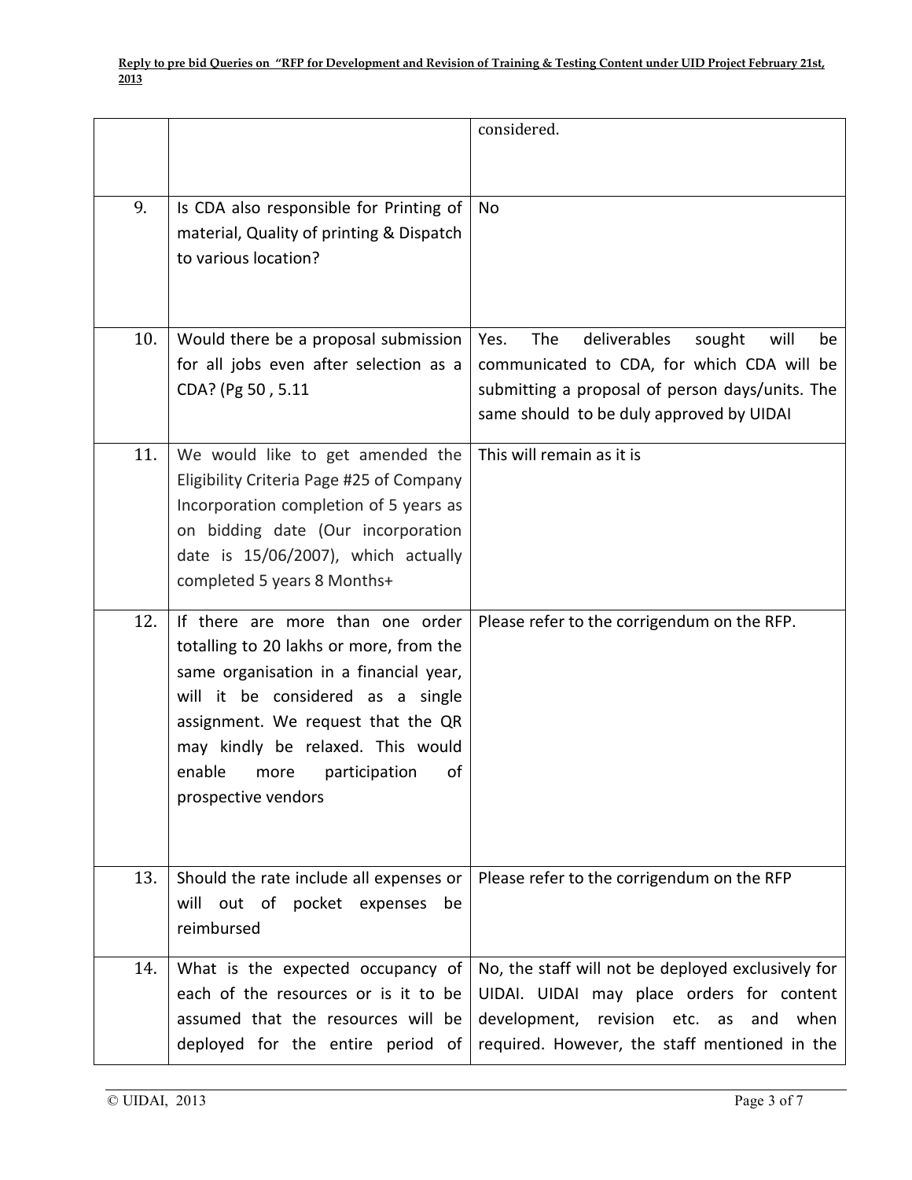|  |  | considered. |
| --- | --- | --- |
| 9. | Is CDA also responsible for Printing of material, Quality of printing & Dispatch to various location? | No |
| 10. | Would there be a proposal submission for all jobs even after selection as a CDA? (Pg 50 , 5.11 | Yes. The deliverables sought will be communicated to CDA, for which CDA will be submitting a proposal of person days/units. The same should to be duly approved by UIDAI |
| 11. | We would like to get amended the Eligibility Criteria Page #25 of Company Incorporation completion of 5 years as on bidding date (Our incorporation date is 15/06/2007), which actually completed 5 years 8 Months+ | This will remain as it is |
| 12. | If there are more than one order totalling to 20 lakhs or more, from the same organisation in a financial year, will it be considered as a single assignment. We request that the QR may kindly be relaxed. This would enable more participation of prospective vendors | Please refer to the corrigendum on the RFP. |
| 13. | Should the rate include all expenses or will out of pocket expenses be reimbursed | Please refer to the corrigendum on the RFP |
| 14. | What is the expected occupancy of each of the resources or is it to be assumed that the resources will be deployed for the entire period of | No, the staff will not be deployed exclusively for UIDAI. UIDAI may place orders for content development, revision etc. as and when required. However, the staff mentioned in the |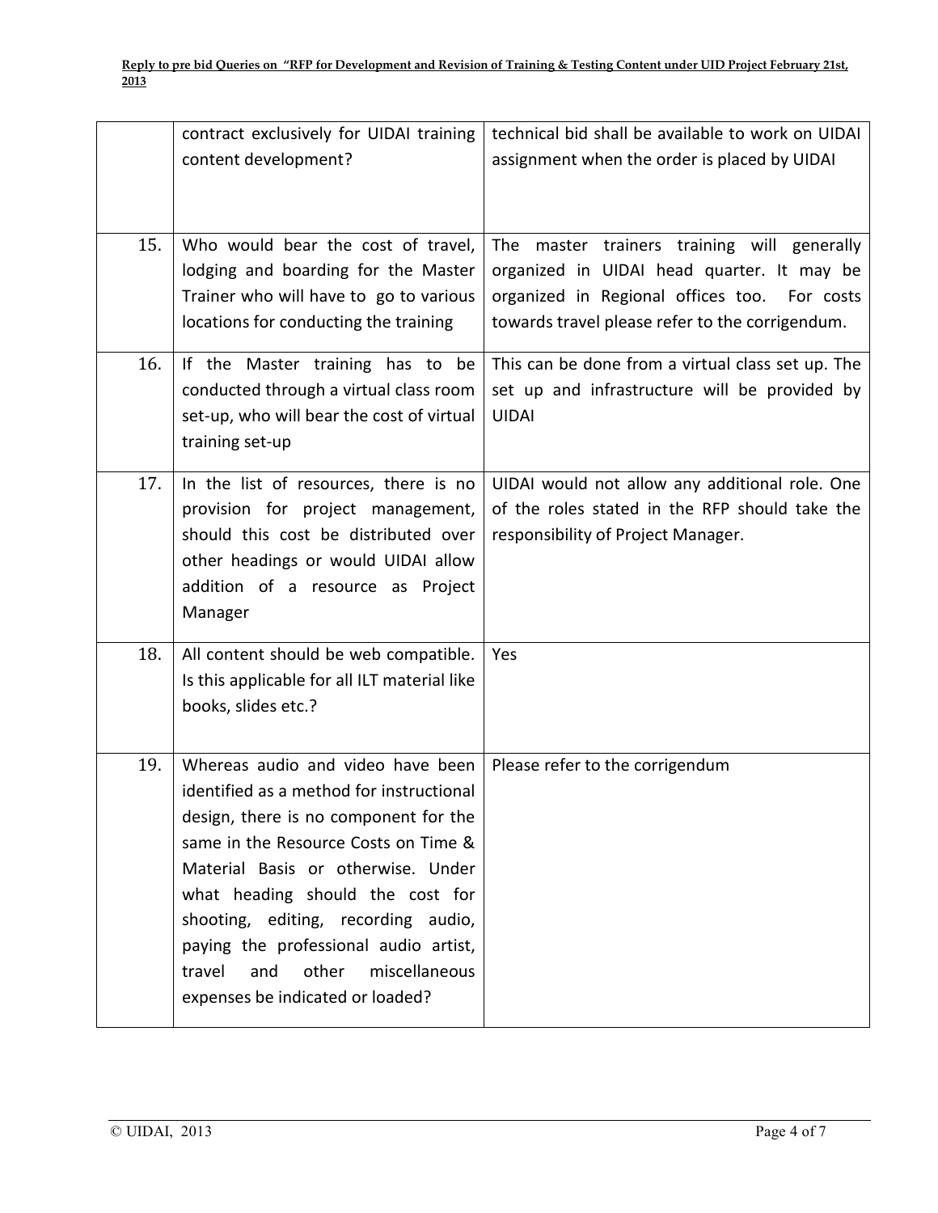|  |  |  |
|---|---|---|
|  | contract exclusively for UIDAI training content development? | technical bid shall be available to work on UIDAI assignment when the order is placed by UIDAI |
| 15. | Who would bear the cost of travel, lodging and boarding for the Master Trainer who will have to go to various locations for conducting the training | The master trainers training will generally organized in UIDAI head quarter. It may be organized in Regional offices too. For costs towards travel please refer to the corrigendum. |
| 16. | If the Master training has to be conducted through a virtual class room set-up, who will bear the cost of virtual training set-up | This can be done from a virtual class set up. The set up and infrastructure will be provided by UIDAI |
| 17. | In the list of resources, there is no provision for project management, should this cost be distributed over other headings or would UIDAI allow addition of a resource as Project Manager | UIDAI would not allow any additional role. One of the roles stated in the RFP should take the responsibility of Project Manager. |
| 18. | All content should be web compatible. Is this applicable for all ILT material like books, slides etc.? | Yes |
| 19. | Whereas audio and video have been identified as a method for instructional design, there is no component for the same in the Resource Costs on Time & Material Basis or otherwise. Under what heading should the cost for shooting, editing, recording audio, paying the professional audio artist, travel and other miscellaneous expenses be indicated or loaded? | Please refer to the corrigendum |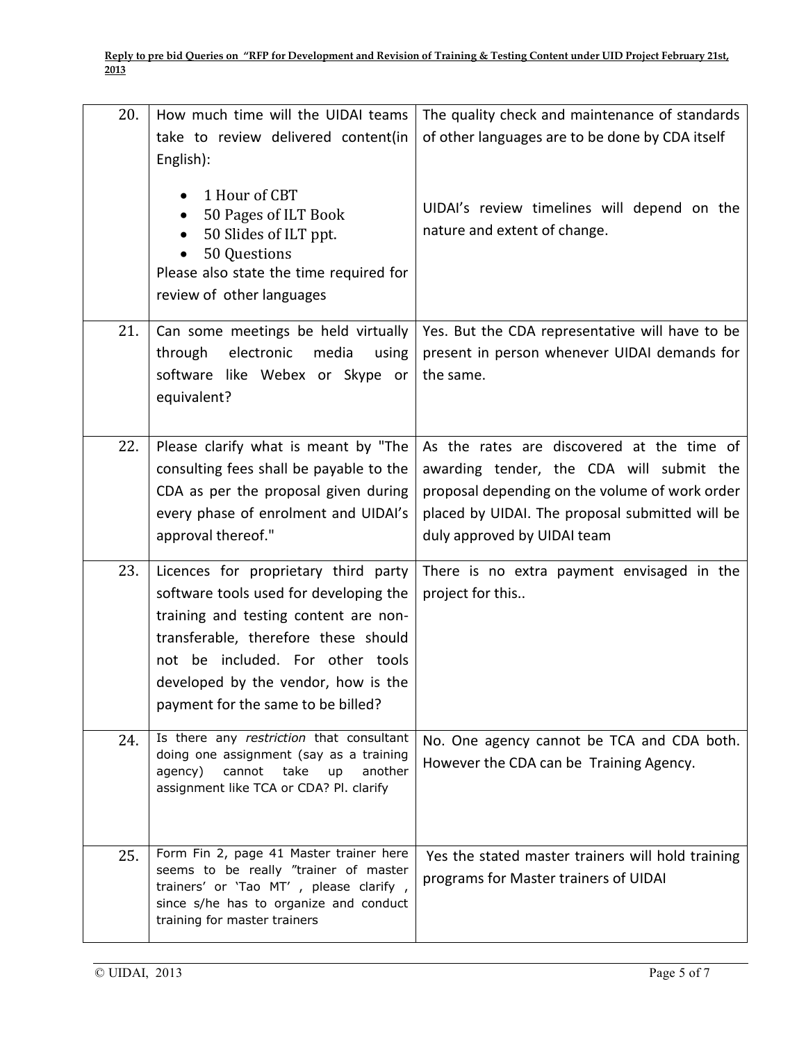| 20. | How much time will the UIDAI teams take to review delivered content(in English):<br>• 1 Hour of CBT<br>• 50 Pages of ILT Book<br>• 50 Slides of ILT ppt.<br>• 50 Questions<br>Please also state the time required for review of other languages | The quality check and maintenance of standards of other languages are to be done by CDA itself<br><br>UIDAI's review timelines will depend on the nature and extent of change. |
|---|---|---|
| 21. | Can some meetings be held virtually through electronic media using software like Webex or Skype or equivalent? | Yes. But the CDA representative will have to be present in person whenever UIDAI demands for the same. |
| 22. | Please clarify what is meant by "The consulting fees shall be payable to the CDA as per the proposal given during every phase of enrolment and UIDAI's approval thereof." | As the rates are discovered at the time of awarding tender, the CDA will submit the proposal depending on the volume of work order placed by UIDAI. The proposal submitted will be duly approved by UIDAI team |
| 23. | Licences for proprietary third party software tools used for developing the training and testing content are non-transferable, therefore these should not be included. For other tools developed by the vendor, how is the payment for the same to be billed? | There is no extra payment envisaged in the project for this.. |
| 24. | Is there any *restriction* that consultant doing one assignment (say as a training agency) cannot take up another assignment like TCA or CDA? Pl. clarify | No. One agency cannot be TCA and CDA both. However the CDA can be Training Agency. |
| 25. | Form Fin 2, page 41 Master trainer here seems to be really "trainer of master trainers' or 'Tao MT' , please clarify , since s/he has to organize and conduct training for master trainers | Yes the stated master trainers will hold training programs for Master trainers of UIDAI |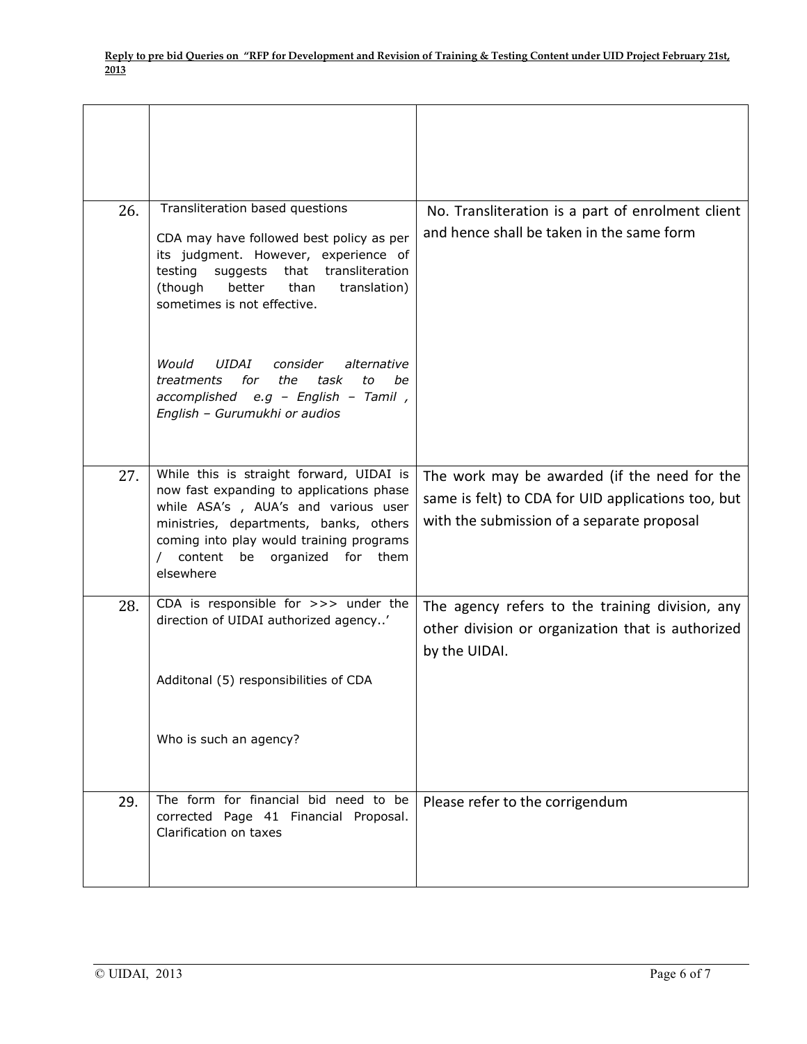|  |  |  |
|---|---|---|
|  |  |  |
| 26. | Transliteration based questions<br><br>CDA may have followed best policy as per its judgment. However, experience of testing suggests that transliteration (though better than translation) sometimes is not effective.<br><br>*Would UIDAI consider alternative treatments for the task to be accomplished e.g – English – Tamil , English – Gurumukhi or audios* | No. Transliteration is a part of enrolment client and hence shall be taken in the same form |
| 27. | While this is straight forward, UIDAI is now fast expanding to applications phase while ASA's , AUA's and various user ministries, departments, banks, others coming into play would training programs / content be organized for them elsewhere | The work may be awarded (if the need for the same is felt) to CDA for UID applications too, but with the submission of a separate proposal |
| 28. | CDA is responsible for >>> under the direction of UIDAI authorized agency..'<br><br>Additonal (5) responsibilities of CDA<br><br>Who is such an agency? | The agency refers to the training division, any other division or organization that is authorized by the UIDAI. |
| 29. | The form for financial bid need to be corrected Page 41 Financial Proposal. Clarification on taxes | Please refer to the corrigendum |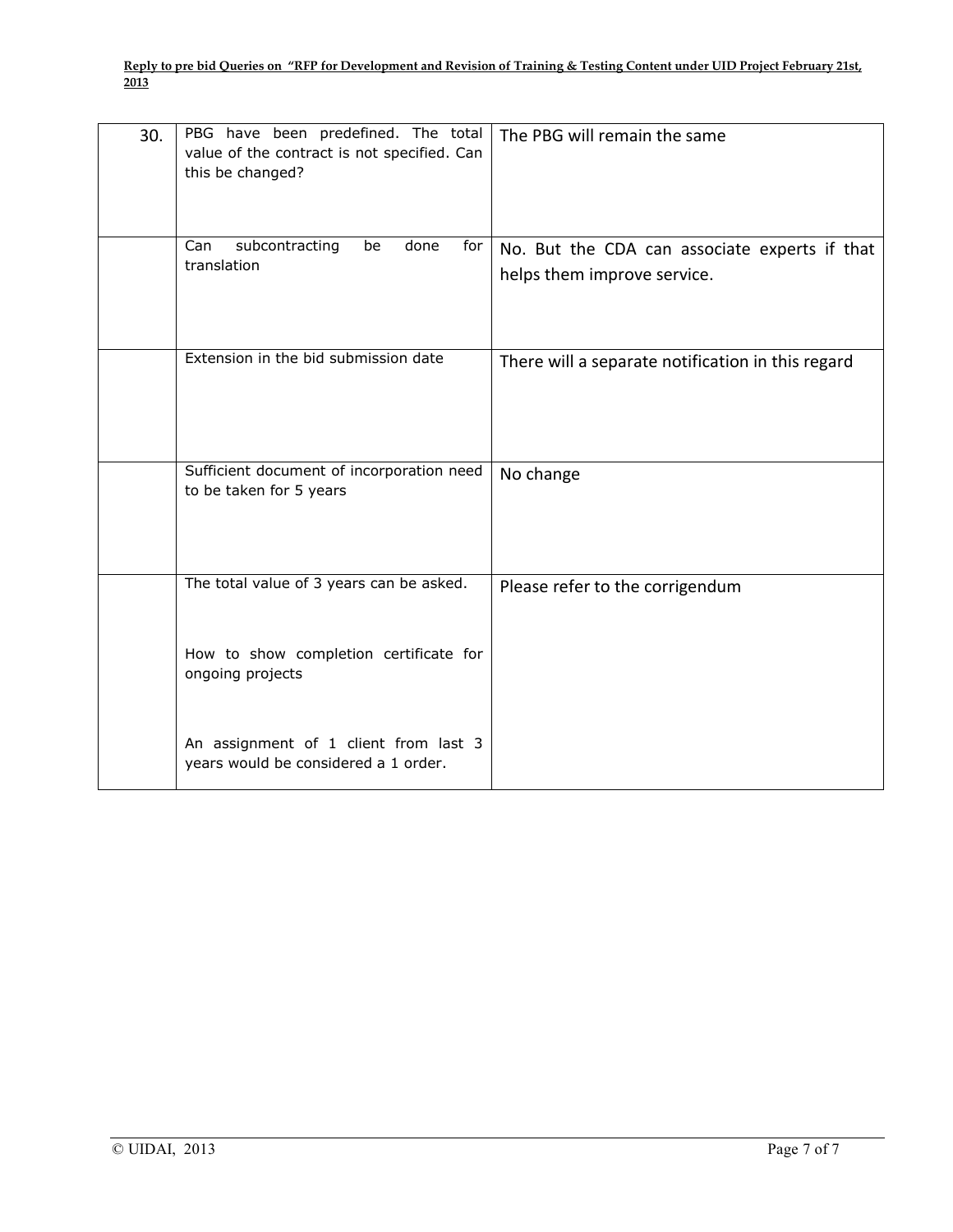| | | |
|---|---|---|
| 30. | PBG have been predefined. The total value of the contract is not specified. Can this be changed? | The PBG will remain the same |
| | Can subcontracting be done for translation | No. But the CDA can associate experts if that helps them improve service. |
| | Extension in the bid submission date | There will a separate notification in this regard |
| | Sufficient document of incorporation need to be taken for 5 years | No change |
| | The total value of 3 years can be asked.<br><br>How to show completion certificate for ongoing projects<br><br>An assignment of 1 client from last 3 years would be considered a 1 order. | Please refer to the corrigendum |